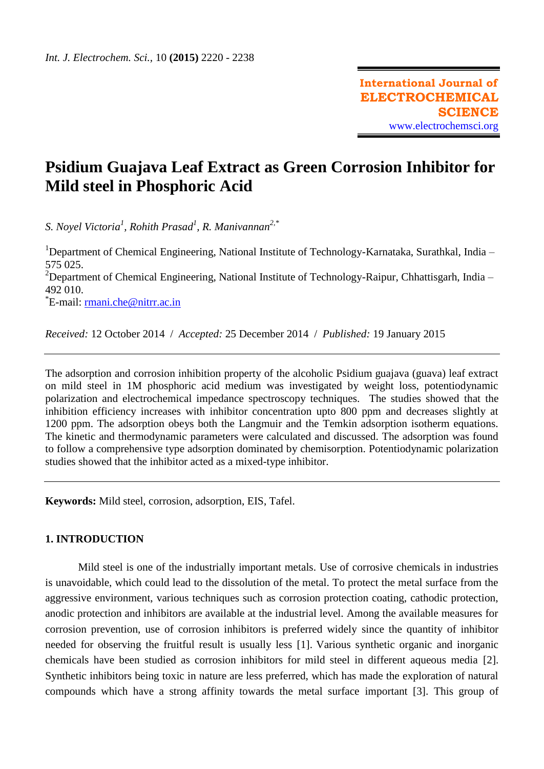# Psidium Guajava Leaf Extract as Green Corrosion Inhibitor for Mild steel in Phosphoric Acid

*S. Noyel Victoria[1], Rohith Prasad[1], R. Manivannan[2,*]*

[1]Department of Chemical Engineering, National Institute of Technology-Karnataka, Surathkal, India – 575 025.
[2]Department of Chemical Engineering, National Institute of Technology-Raipur, Chhattisgarh, India – 492 010.
[*]E-mail: rmani.che@nitrr.ac.in

*Received:* 12 October 2014 / *Accepted:* 25 December 2014 / *Published:* 19 January 2015

---

The adsorption and corrosion inhibition property of the alcoholic Psidium guajava (guava) leaf extract on mild steel in 1M phosphoric acid medium was investigated by weight loss, potentiodynamic polarization and electrochemical impedance spectroscopy techniques. The studies showed that the inhibition efficiency increases with inhibitor concentration upto 800 ppm and decreases slightly at 1200 ppm. The adsorption obeys both the Langmuir and the Temkin adsorption isotherm equations. The kinetic and thermodynamic parameters were calculated and discussed. The adsorption was found to follow a comprehensive type adsorption dominated by chemisorption. Potentiodynamic polarization studies showed that the inhibitor acted as a mixed-type inhibitor.

---

**Keywords:** Mild steel, corrosion, adsorption, EIS, Tafel.

## 1. INTRODUCTION

Mild steel is one of the industrially important metals. Use of corrosive chemicals in industries is unavoidable, which could lead to the dissolution of the metal. To protect the metal surface from the aggressive environment, various techniques such as corrosion protection coating, cathodic protection, anodic protection and inhibitors are available at the industrial level. Among the available measures for corrosion prevention, use of corrosion inhibitors is preferred widely since the quantity of inhibitor needed for observing the fruitful result is usually less [1]. Various synthetic organic and inorganic chemicals have been studied as corrosion inhibitors for mild steel in different aqueous media [2]. Synthetic inhibitors being toxic in nature are less preferred, which has made the exploration of natural compounds which have a strong affinity towards the metal surface important [3]. This group of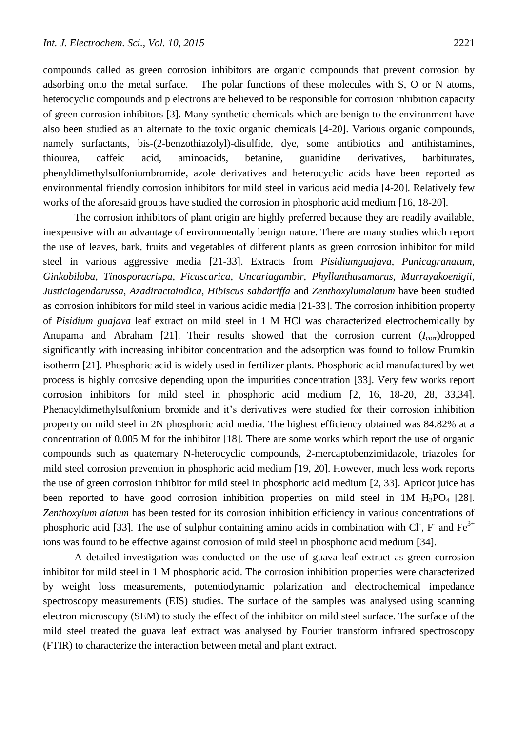compounds called as green corrosion inhibitors are organic compounds that prevent corrosion by adsorbing onto the metal surface. The polar functions of these molecules with S, O or N atoms, heterocyclic compounds and p electrons are believed to be responsible for corrosion inhibition capacity of green corrosion inhibitors [3]. Many synthetic chemicals which are benign to the environment have also been studied as an alternate to the toxic organic chemicals [4-20]. Various organic compounds, namely surfactants, bis-(2-benzothiazolyl)-disulfide, dye, some antibiotics and antihistamines, thiourea, caffeic acid, aminoacids, betanine, guanidine derivatives, barbiturates, phenyldimethylsulfoniumbromide, azole derivatives and heterocyclic acids have been reported as environmental friendly corrosion inhibitors for mild steel in various acid media [4-20]. Relatively few works of the aforesaid groups have studied the corrosion in phosphoric acid medium [16, 18-20].

The corrosion inhibitors of plant origin are highly preferred because they are readily available, inexpensive with an advantage of environmentally benign nature. There are many studies which report the use of leaves, bark, fruits and vegetables of different plants as green corrosion inhibitor for mild steel in various aggressive media [21-33]. Extracts from *Pisidiumguajava*, *Punicagranatum*, *Ginkobiloba*, *Tinosporacrispa*, *Ficuscarica*, *Uncariagambir*, *Phyllanthusamarus*, *Murrayakoenigii*, *Justiciagendarussa*, *Azadiractaindica*, *Hibiscus sabdariffa* and *Zenthoxylumalatum* have been studied as corrosion inhibitors for mild steel in various acidic media [21-33]. The corrosion inhibition property of *Pisidium guajava* leaf extract on mild steel in 1 M HCl was characterized electrochemically by Anupama and Abraham [21]. Their results showed that the corrosion current ($I_{corr}$)dropped significantly with increasing inhibitor concentration and the adsorption was found to follow Frumkin isotherm [21]. Phosphoric acid is widely used in fertilizer plants. Phosphoric acid manufactured by wet process is highly corrosive depending upon the impurities concentration [33]. Very few works report corrosion inhibitors for mild steel in phosphoric acid medium [2, 16, 18-20, 28, 33,34]. Phenacyldimethylsulfonium bromide and it's derivatives were studied for their corrosion inhibition property on mild steel in 2N phosphoric acid media. The highest efficiency obtained was 84.82% at a concentration of 0.005 M for the inhibitor [18]. There are some works which report the use of organic compounds such as quaternary N-heterocyclic compounds, 2-mercaptobenzimidazole, triazoles for mild steel corrosion prevention in phosphoric acid medium [19, 20]. However, much less work reports the use of green corrosion inhibitor for mild steel in phosphoric acid medium [2, 33]. Apricot juice has been reported to have good corrosion inhibition properties on mild steel in 1M $H_3PO_4$ [28]. *Zenthoxylum alatum* has been tested for its corrosion inhibition efficiency in various concentrations of phosphoric acid [33]. The use of sulphur containing amino acids in combination with $Cl^-$, $F^-$ and $Fe^{3+}$ ions was found to be effective against corrosion of mild steel in phosphoric acid medium [34].

A detailed investigation was conducted on the use of guava leaf extract as green corrosion inhibitor for mild steel in 1 M phosphoric acid. The corrosion inhibition properties were characterized by weight loss measurements, potentiodynamic polarization and electrochemical impedance spectroscopy measurements (EIS) studies. The surface of the samples was analysed using scanning electron microscopy (SEM) to study the effect of the inhibitor on mild steel surface. The surface of the mild steel treated the guava leaf extract was analysed by Fourier transform infrared spectroscopy (FTIR) to characterize the interaction between metal and plant extract.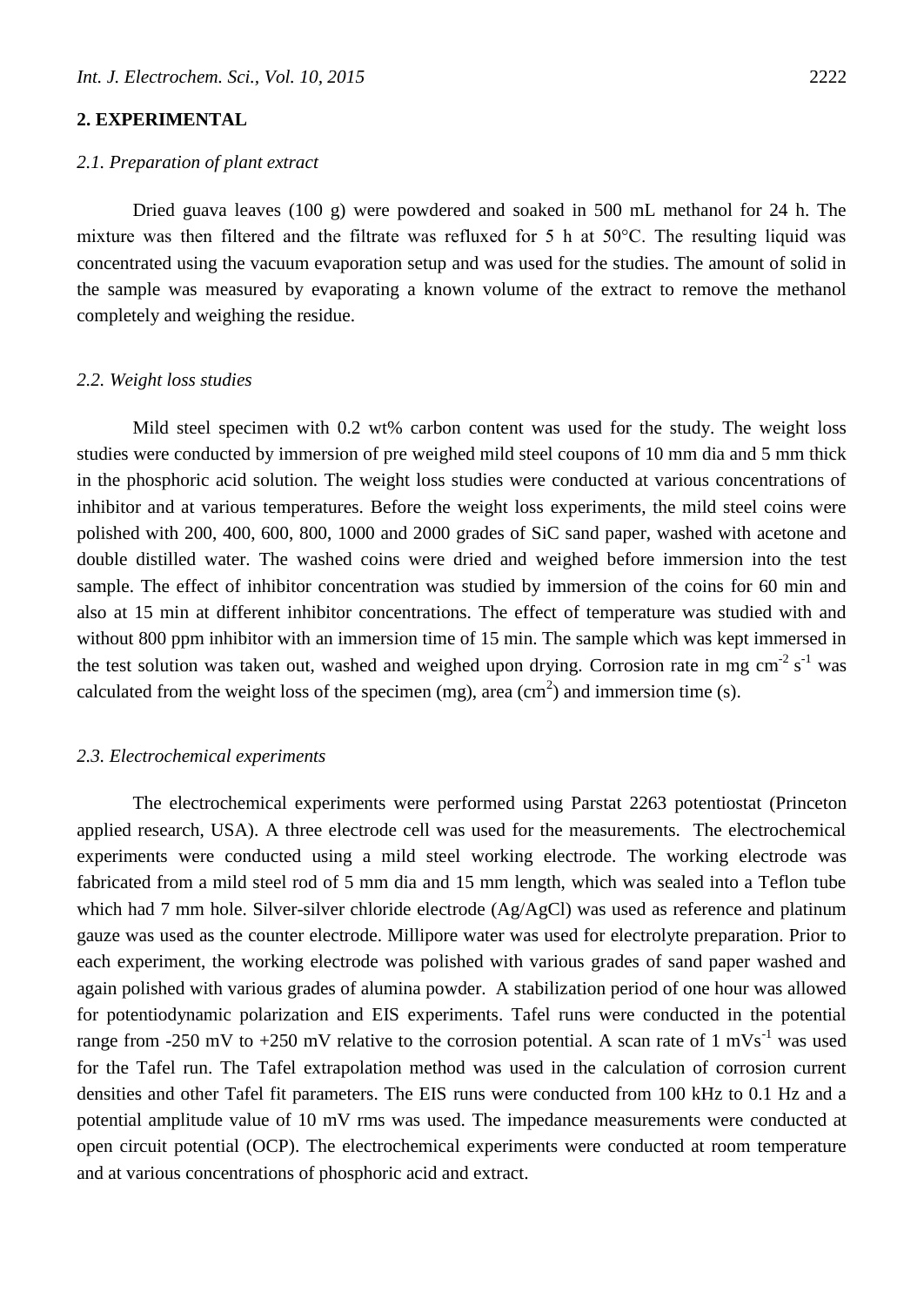## 2. EXPERIMENTAL

### *2.1. Preparation of plant extract*

Dried guava leaves (100 g) were powdered and soaked in 500 mL methanol for 24 h. The mixture was then filtered and the filtrate was refluxed for 5 h at 50°C. The resulting liquid was concentrated using the vacuum evaporation setup and was used for the studies. The amount of solid in the sample was measured by evaporating a known volume of the extract to remove the methanol completely and weighing the residue.

### *2.2. Weight loss studies*

Mild steel specimen with 0.2 wt% carbon content was used for the study. The weight loss studies were conducted by immersion of pre weighed mild steel coupons of 10 mm dia and 5 mm thick in the phosphoric acid solution. The weight loss studies were conducted at various concentrations of inhibitor and at various temperatures. Before the weight loss experiments, the mild steel coins were polished with 200, 400, 600, 800, 1000 and 2000 grades of SiC sand paper, washed with acetone and double distilled water. The washed coins were dried and weighed before immersion into the test sample. The effect of inhibitor concentration was studied by immersion of the coins for 60 min and also at 15 min at different inhibitor concentrations. The effect of temperature was studied with and without 800 ppm inhibitor with an immersion time of 15 min. The sample which was kept immersed in the test solution was taken out, washed and weighed upon drying. Corrosion rate in mg $cm^{-2}$ $s^{-1}$ was calculated from the weight loss of the specimen (mg), area ($cm^2$) and immersion time (s).

### *2.3. Electrochemical experiments*

The electrochemical experiments were performed using Parstat 2263 potentiostat (Princeton applied research, USA). A three electrode cell was used for the measurements. The electrochemical experiments were conducted using a mild steel working electrode. The working electrode was fabricated from a mild steel rod of 5 mm dia and 15 mm length, which was sealed into a Teflon tube which had 7 mm hole. Silver-silver chloride electrode (Ag/AgCl) was used as reference and platinum gauze was used as the counter electrode. Millipore water was used for electrolyte preparation. Prior to each experiment, the working electrode was polished with various grades of sand paper washed and again polished with various grades of alumina powder. A stabilization period of one hour was allowed for potentiodynamic polarization and EIS experiments. Tafel runs were conducted in the potential range from -250 mV to +250 mV relative to the corrosion potential. A scan rate of 1 $mVs^{-1}$ was used for the Tafel run. The Tafel extrapolation method was used in the calculation of corrosion current densities and other Tafel fit parameters. The EIS runs were conducted from 100 kHz to 0.1 Hz and a potential amplitude value of 10 mV rms was used. The impedance measurements were conducted at open circuit potential (OCP). The electrochemical experiments were conducted at room temperature and at various concentrations of phosphoric acid and extract.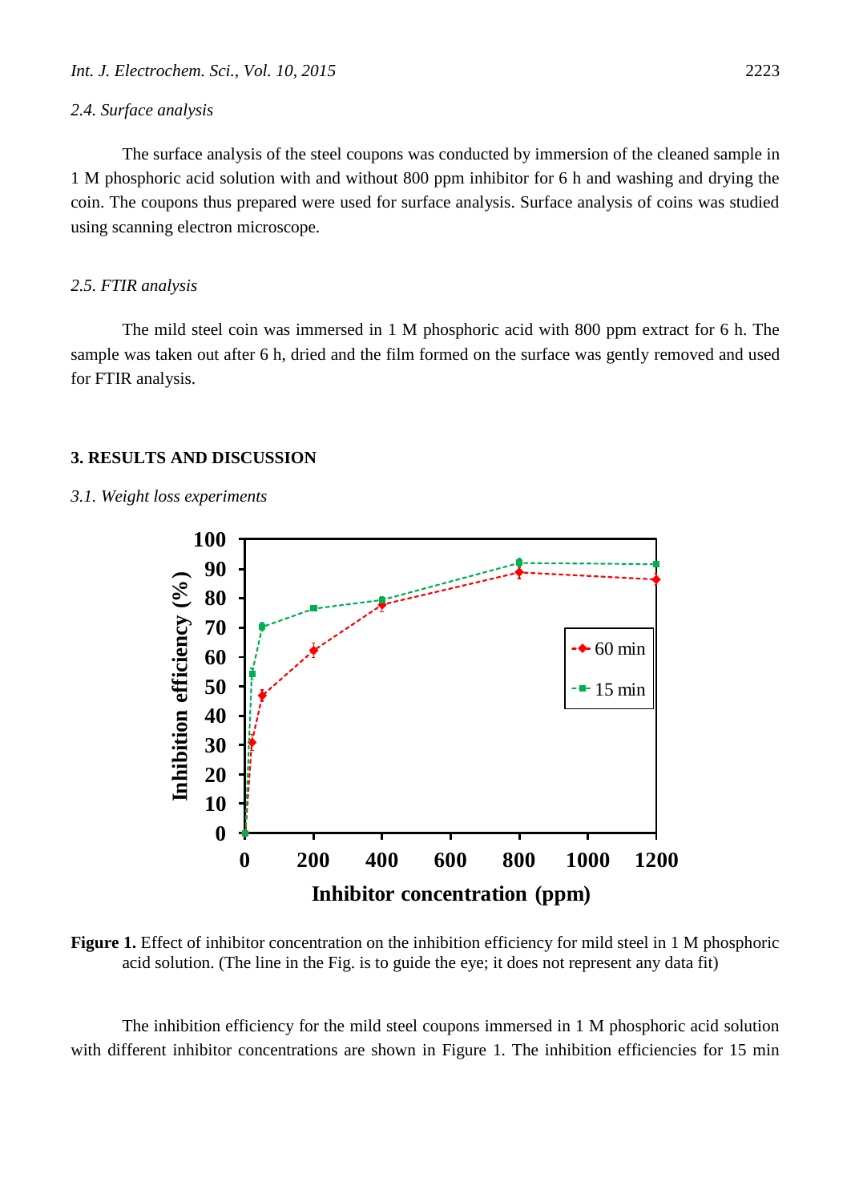### 2.4. Surface analysis

The surface analysis of the steel coupons was conducted by immersion of the cleaned sample in 1 M phosphoric acid solution with and without 800 ppm inhibitor for 6 h and washing and drying the coin. The coupons thus prepared were used for surface analysis. Surface analysis of coins was studied using scanning electron microscope.

### 2.5. FTIR analysis

The mild steel coin was immersed in 1 M phosphoric acid with 800 ppm extract for 6 h. The sample was taken out after 6 h, dried and the film formed on the surface was gently removed and used for FTIR analysis.

## 3. RESULTS AND DISCUSSION

### 3.1. Weight loss experiments

**Figure 1.** Effect of inhibitor concentration on the inhibition efficiency for mild steel in 1 M phosphoric acid solution. (The line in the Fig. is to guide the eye; it does not represent any data fit)

The inhibition efficiency for the mild steel coupons immersed in 1 M phosphoric acid solution with different inhibitor concentrations are shown in Figure 1. The inhibition efficiencies for 15 min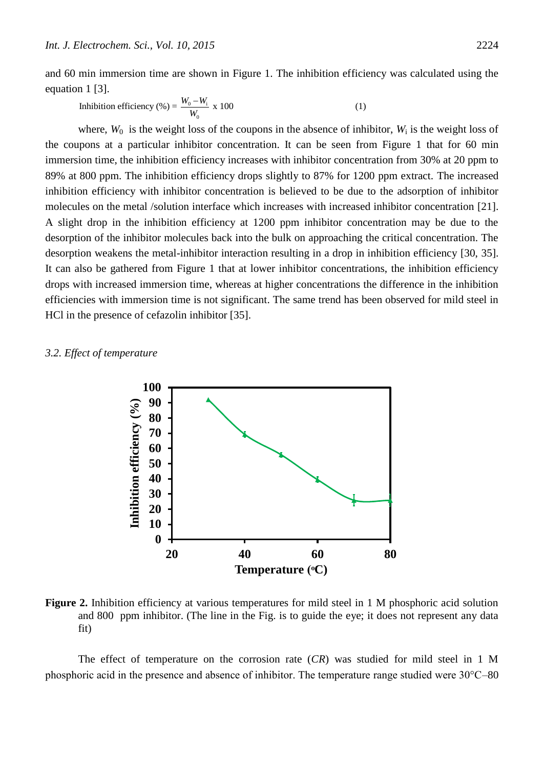and 60 min immersion time are shown in Figure 1. The inhibition efficiency was calculated using the equation 1 [3].

$$\text{Inhibition efficiency (\%)} = \frac{W_0 - W_i}{W_0} \times 100 \quad (1)$$

where, $W_0$ is the weight loss of the coupons in the absence of inhibitor, $W_i$ is the weight loss of the coupons at a particular inhibitor concentration. It can be seen from Figure 1 that for 60 min immersion time, the inhibition efficiency increases with inhibitor concentration from 30% at 20 ppm to 89% at 800 ppm. The inhibition efficiency drops slightly to 87% for 1200 ppm extract. The increased inhibition efficiency with inhibitor concentration is believed to be due to the adsorption of inhibitor molecules on the metal /solution interface which increases with increased inhibitor concentration [21]. A slight drop in the inhibition efficiency at 1200 ppm inhibitor concentration may be due to the desorption of the inhibitor molecules back into the bulk on approaching the critical concentration. The desorption weakens the metal-inhibitor interaction resulting in a drop in inhibition efficiency [30, 35]. It can also be gathered from Figure 1 that at lower inhibitor concentrations, the inhibition efficiency drops with increased immersion time, whereas at higher concentrations the difference in the inhibition efficiencies with immersion time is not significant. The same trend has been observed for mild steel in HCl in the presence of cefazolin inhibitor [35].

### *3.2. Effect of temperature*

**Figure 2.** Inhibition efficiency at various temperatures for mild steel in 1 M phosphoric acid solution and 800 ppm inhibitor. (The line in the Fig. is to guide the eye; it does not represent any data fit)

The effect of temperature on the corrosion rate (*CR*) was studied for mild steel in 1 M phosphoric acid in the presence and absence of inhibitor. The temperature range studied were 30°C–80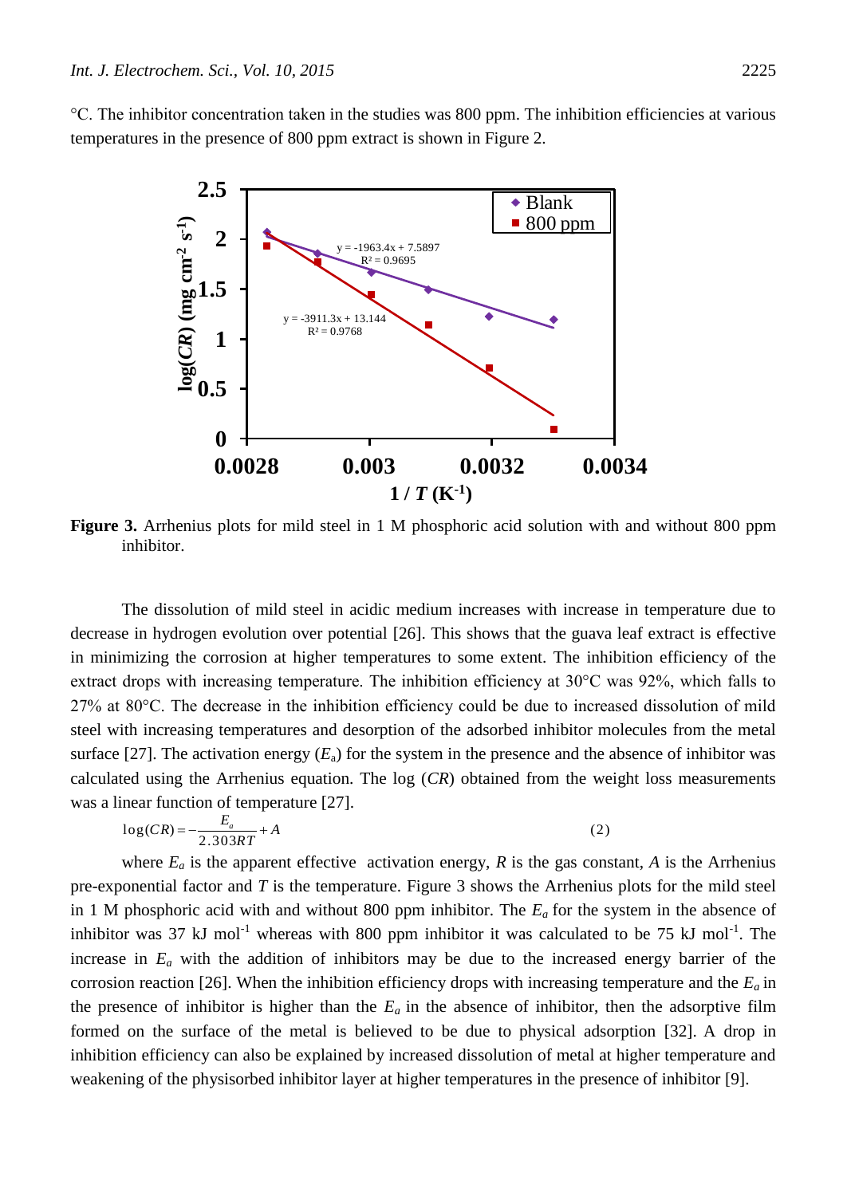°C. The inhibitor concentration taken in the studies was 800 ppm. The inhibition efficiencies at various temperatures in the presence of 800 ppm extract is shown in Figure 2.

**Figure 3.** Arrhenius plots for mild steel in 1 M phosphoric acid solution with and without 800 ppm inhibitor.

The dissolution of mild steel in acidic medium increases with increase in temperature due to decrease in hydrogen evolution over potential [26]. This shows that the guava leaf extract is effective in minimizing the corrosion at higher temperatures to some extent. The inhibition efficiency of the extract drops with increasing temperature. The inhibition efficiency at 30°C was 92%, which falls to 27% at 80°C. The decrease in the inhibition efficiency could be due to increased dissolution of mild steel with increasing temperatures and desorption of the adsorbed inhibitor molecules from the metal surface [27]. The activation energy ($E_a$) for the system in the presence and the absence of inhibitor was calculated using the Arrhenius equation. The log (*CR*) obtained from the weight loss measurements was a linear function of temperature [27].

$$\log(CR) = -\frac{E_a}{2.303RT} + A \qquad (2)$$

where $E_a$ is the apparent effective activation energy, $R$ is the gas constant, $A$ is the Arrhenius pre-exponential factor and $T$ is the temperature. Figure 3 shows the Arrhenius plots for the mild steel in 1 M phosphoric acid with and without 800 ppm inhibitor. The $E_a$ for the system in the absence of inhibitor was 37 kJ mol$^{-1}$ whereas with 800 ppm inhibitor it was calculated to be 75 kJ mol$^{-1}$. The increase in $E_a$ with the addition of inhibitors may be due to the increased energy barrier of the corrosion reaction [26]. When the inhibition efficiency drops with increasing temperature and the $E_a$ in the presence of inhibitor is higher than the $E_a$ in the absence of inhibitor, then the adsorptive film formed on the surface of the metal is believed to be due to physical adsorption [32]. A drop in inhibition efficiency can also be explained by increased dissolution of metal at higher temperature and weakening of the physisorbed inhibitor layer at higher temperatures in the presence of inhibitor [9].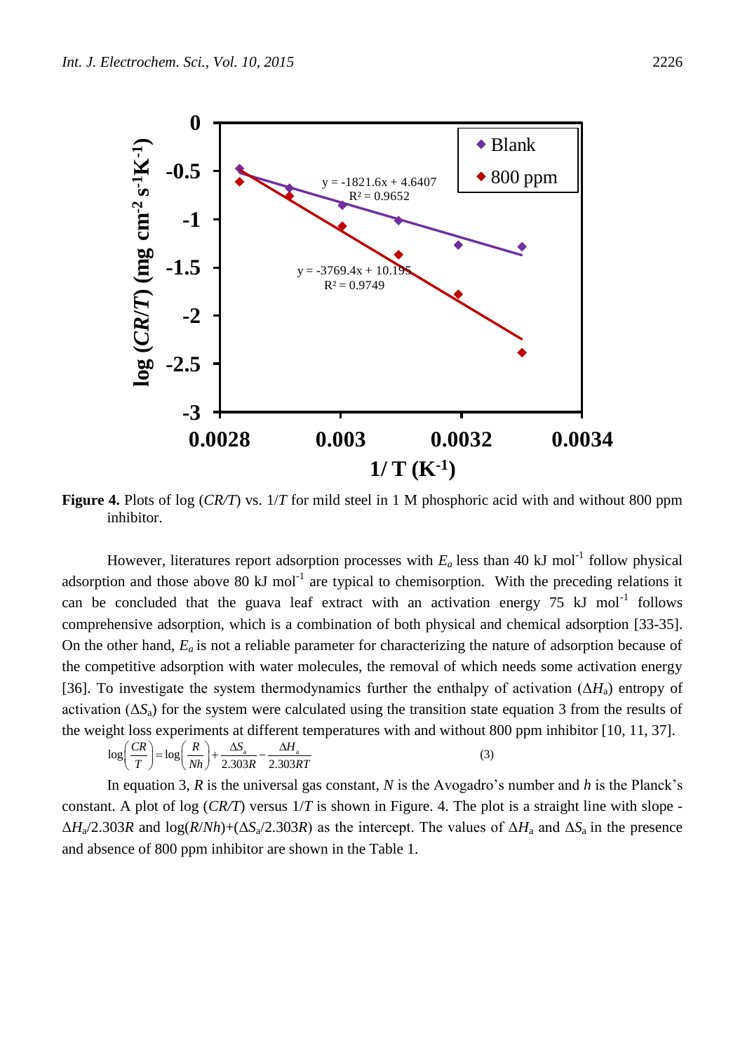**Figure 4.** Plots of log (*CR/T*) vs. 1/*T* for mild steel in 1 M phosphoric acid with and without 800 ppm inhibitor.

However, literatures report adsorption processes with $E_a$ less than 40 kJ mol$^{-1}$ follow physical adsorption and those above 80 kJ mol$^{-1}$ are typical to chemisorption. With the preceding relations it can be concluded that the guava leaf extract with an activation energy 75 kJ mol$^{-1}$ follows comprehensive adsorption, which is a combination of both physical and chemical adsorption [33-35]. On the other hand, $E_a$ is not a reliable parameter for characterizing the nature of adsorption because of the competitive adsorption with water molecules, the removal of which needs some activation energy [36]. To investigate the system thermodynamics further the enthalpy of activation ($\Delta H_a$) entropy of activation ($\Delta S_a$) for the system were calculated using the transition state equation 3 from the results of the weight loss experiments at different temperatures with and without 800 ppm inhibitor [10, 11, 37].

$$\log\left(\frac{CR}{T}\right) = \log\left(\frac{R}{Nh}\right) + \frac{\Delta S_a}{2.303R} - \frac{\Delta H_a}{2.303RT} \quad (3)$$

In equation 3, $R$ is the universal gas constant, $N$ is the Avogadro's number and $h$ is the Planck's constant. A plot of log (*CR/T*) versus 1/*T* is shown in Figure. 4. The plot is a straight line with slope $-\Delta H_a/2.303R$ and $\log(R/Nh)+(\Delta S_a/2.303R)$ as the intercept. The values of $\Delta H_a$ and $\Delta S_a$ in the presence and absence of 800 ppm inhibitor are shown in the Table 1.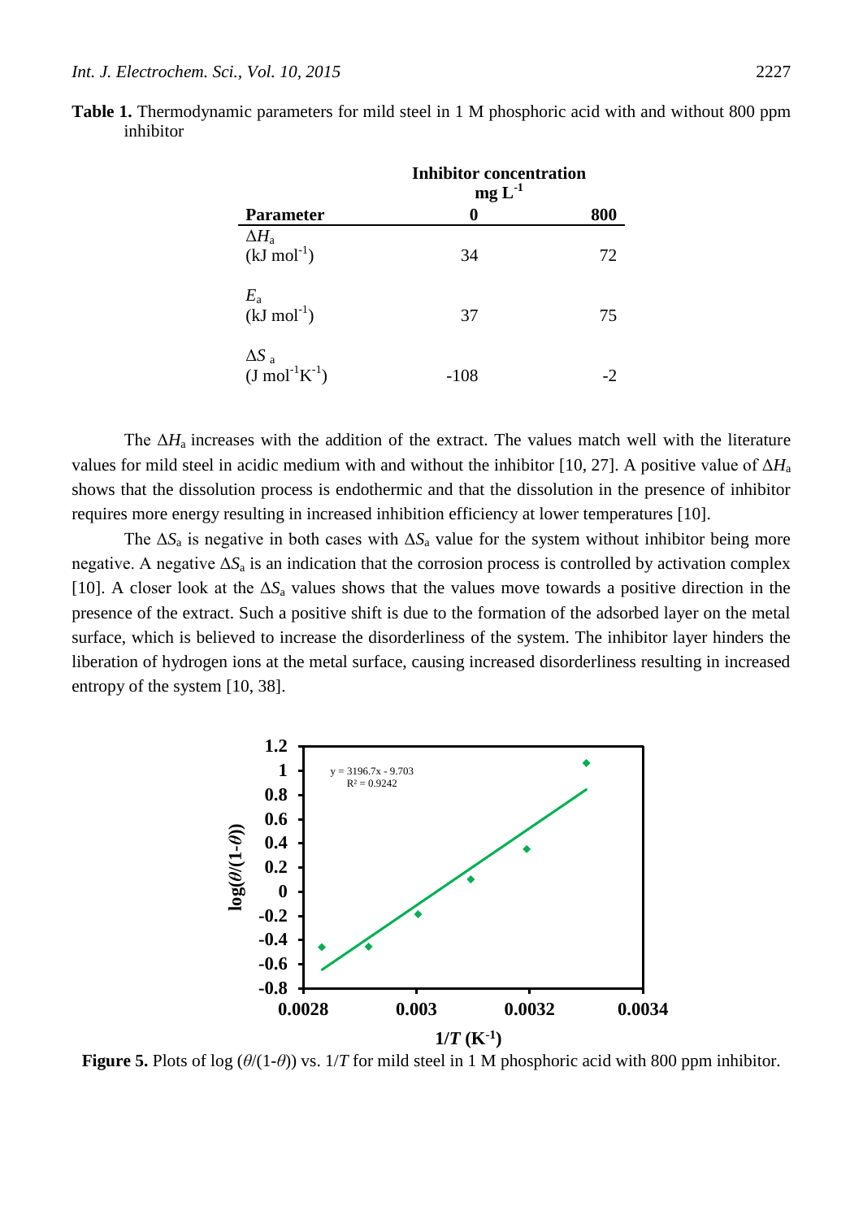**Table 1.** Thermodynamic parameters for mild steel in 1 M phosphoric acid with and without 800 ppm inhibitor

| Parameter | Inhibitor concentration mg $L^{-1}$ | |
|---|---|---|
| | 0 | 800 |
| $\Delta H_a$ (kJ $mol^{-1}$) | 34 | 72 |
| $E_a$ (kJ $mol^{-1}$) | 37 | 75 |
| $\Delta S_a$ (J $mol^{-1}K^{-1}$) | -108 | -2 |

The $\Delta H_a$ increases with the addition of the extract. The values match well with the literature values for mild steel in acidic medium with and without the inhibitor [10, 27]. A positive value of $\Delta H_a$ shows that the dissolution process is endothermic and that the dissolution in the presence of inhibitor requires more energy resulting in increased inhibition efficiency at lower temperatures [10].

The $\Delta S_a$ is negative in both cases with $\Delta S_a$ value for the system without inhibitor being more negative. A negative $\Delta S_a$ is an indication that the corrosion process is controlled by activation complex [10]. A closer look at the $\Delta S_a$ values shows that the values move towards a positive direction in the presence of the extract. Such a positive shift is due to the formation of the adsorbed layer on the metal surface, which is believed to increase the disorderliness of the system. The inhibitor layer hinders the liberation of hydrogen ions at the metal surface, causing increased disorderliness resulting in increased entropy of the system [10, 38].

**Figure 5.** Plots of log ($\theta$/(1-$\theta$)) vs. 1/$T$ for mild steel in 1 M phosphoric acid with 800 ppm inhibitor.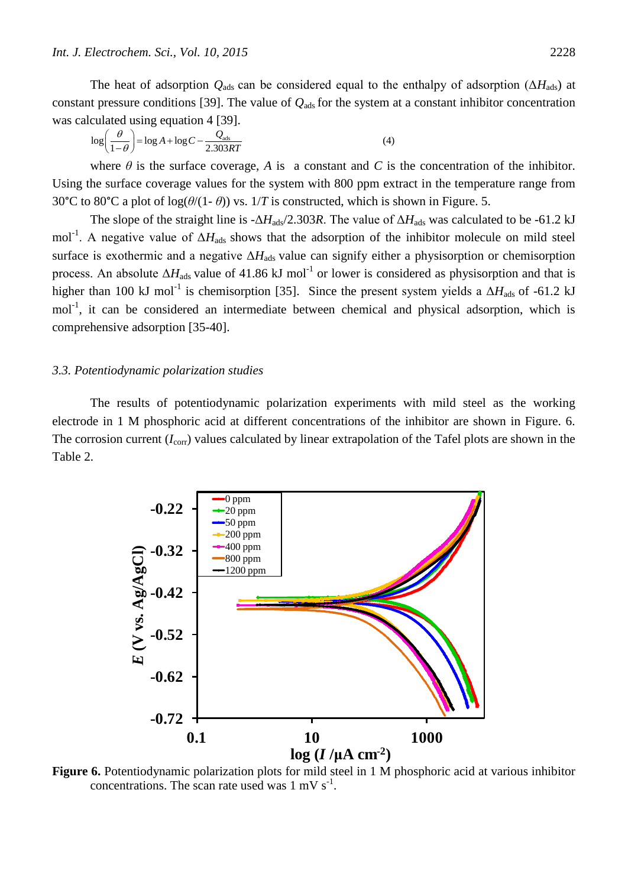The heat of adsorption $Q_{ads}$ can be considered equal to the enthalpy of adsorption ($\Delta H_{ads}$) at constant pressure conditions [39]. The value of $Q_{ads}$ for the system at a constant inhibitor concentration was calculated using equation 4 [39].

$$\log\left(\frac{\theta}{1-\theta}\right) = \log A + \log C - \frac{Q_{ads}}{2.303RT} \quad (4)$$

where $\theta$ is the surface coverage, $A$ is a constant and $C$ is the concentration of the inhibitor. Using the surface coverage values for the system with 800 ppm extract in the temperature range from 30°C to 80°C a plot of $\log(\theta/(1-\theta))$ vs. $1/T$ is constructed, which is shown in Figure. 5.

The slope of the straight line is $-\Delta H_{ads}/2.303R$. The value of $\Delta H_{ads}$ was calculated to be -61.2 kJ $mol^{-1}$. A negative value of $\Delta H_{ads}$ shows that the adsorption of the inhibitor molecule on mild steel surface is exothermic and a negative $\Delta H_{ads}$ value can signify either a physisorption or chemisorption process. An absolute $\Delta H_{ads}$ value of 41.86 kJ $mol^{-1}$ or lower is considered as physisorption and that is higher than 100 kJ $mol^{-1}$ is chemisorption [35]. Since the present system yields a $\Delta H_{ads}$ of -61.2 kJ $mol^{-1}$, it can be considered an intermediate between chemical and physical adsorption, which is comprehensive adsorption [35-40].

### *3.3. Potentiodynamic polarization studies*

The results of potentiodynamic polarization experiments with mild steel as the working electrode in 1 M phosphoric acid at different concentrations of the inhibitor are shown in Figure. 6. The corrosion current ($I_{corr}$) values calculated by linear extrapolation of the Tafel plots are shown in the Table 2.

**Figure 6.** Potentiodynamic polarization plots for mild steel in 1 M phosphoric acid at various inhibitor concentrations. The scan rate used was 1 mV $s^{-1}$.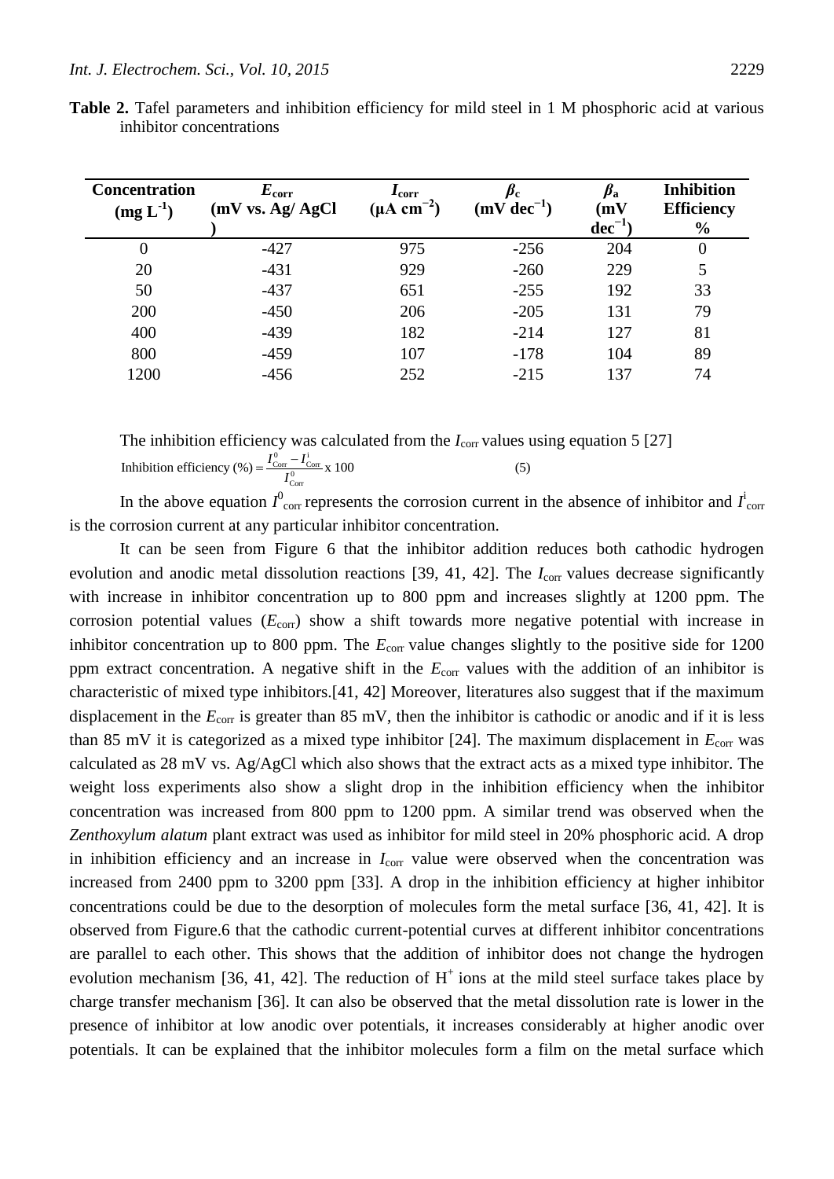**Table 2.** Tafel parameters and inhibition efficiency for mild steel in 1 M phosphoric acid at various inhibitor concentrations

| Concentration ($mg\ L^{-1}$) | $E_{corr}$ (mV vs. Ag/ AgCl ) | $I_{corr}$ ($\mu A\ cm^{-2}$) | $\beta_c$ ($mV\ dec^{-1}$) | $\beta_a$ ($mV\ dec^{-1}$) | Inhibition Efficiency % |
|---|---|---|---|---|---|
| 0 | -427 | 975 | -256 | 204 | 0 |
| 20 | -431 | 929 | -260 | 229 | 5 |
| 50 | -437 | 651 | -255 | 192 | 33 |
| 200 | -450 | 206 | -205 | 131 | 79 |
| 400 | -439 | 182 | -214 | 127 | 81 |
| 800 | -459 | 107 | -178 | 104 | 89 |
| 1200 | -456 | 252 | -215 | 137 | 74 |

The inhibition efficiency was calculated from the $I_{corr}$ values using equation 5 [27]

$$\text{Inhibition efficiency (\%)} = \frac{I^0_{Corr} - I^i_{Corr}}{I^0_{Corr}} \times 100 \qquad (5)$$

In the above equation $I^0_{corr}$ represents the corrosion current in the absence of inhibitor and $I^i_{corr}$ is the corrosion current at any particular inhibitor concentration.

It can be seen from Figure 6 that the inhibitor addition reduces both cathodic hydrogen evolution and anodic metal dissolution reactions [39, 41, 42]. The $I_{corr}$ values decrease significantly with increase in inhibitor concentration up to 800 ppm and increases slightly at 1200 ppm. The corrosion potential values ($E_{corr}$) show a shift towards more negative potential with increase in inhibitor concentration up to 800 ppm. The $E_{corr}$ value changes slightly to the positive side for 1200 ppm extract concentration. A negative shift in the $E_{corr}$ values with the addition of an inhibitor is characteristic of mixed type inhibitors.[41, 42] Moreover, literatures also suggest that if the maximum displacement in the $E_{corr}$ is greater than 85 mV, then the inhibitor is cathodic or anodic and if it is less than 85 mV it is categorized as a mixed type inhibitor [24]. The maximum displacement in $E_{corr}$ was calculated as 28 mV vs. Ag/AgCl which also shows that the extract acts as a mixed type inhibitor. The weight loss experiments also show a slight drop in the inhibition efficiency when the inhibitor concentration was increased from 800 ppm to 1200 ppm. A similar trend was observed when the *Zenthoxylum alatum* plant extract was used as inhibitor for mild steel in 20% phosphoric acid. A drop in inhibition efficiency and an increase in $I_{corr}$ value were observed when the concentration was increased from 2400 ppm to 3200 ppm [33]. A drop in the inhibition efficiency at higher inhibitor concentrations could be due to the desorption of molecules form the metal surface [36, 41, 42]. It is observed from Figure.6 that the cathodic current-potential curves at different inhibitor concentrations are parallel to each other. This shows that the addition of inhibitor does not change the hydrogen evolution mechanism [36, 41, 42]. The reduction of $H^+$ ions at the mild steel surface takes place by charge transfer mechanism [36]. It can also be observed that the metal dissolution rate is lower in the presence of inhibitor at low anodic over potentials, it increases considerably at higher anodic over potentials. It can be explained that the inhibitor molecules form a film on the metal surface which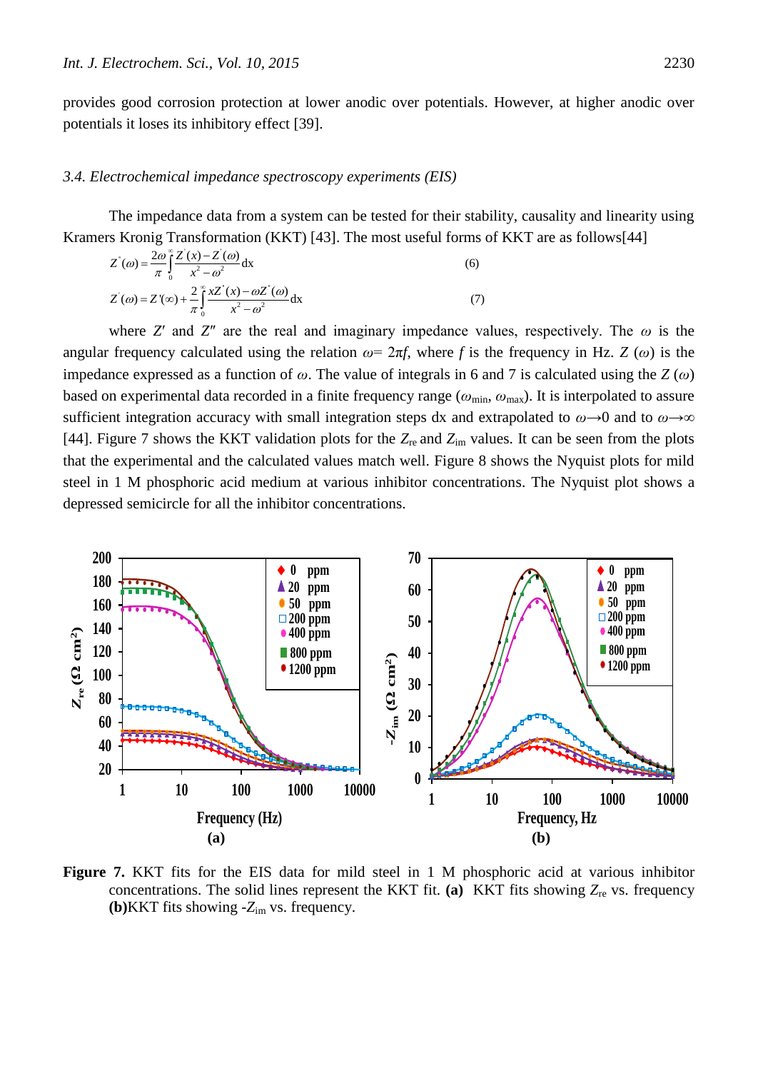provides good corrosion protection at lower anodic over potentials. However, at higher anodic over potentials it loses its inhibitory effect [39].

### *3.4. Electrochemical impedance spectroscopy experiments (EIS)*

The impedance data from a system can be tested for their stability, causality and linearity using Kramers Kronig Transformation (KKT) [43]. The most useful forms of KKT are as follows[44]

$$Z^{''}(\omega) = \frac{2\omega}{\pi}\int_0^{\infty} \frac{Z^{'}(x) - Z^{'}(\omega)}{x^2 - \omega^2}\mathrm{dx} \tag{6}$$

$$Z^{'}(\omega) = Z^{'}(\infty) + \frac{2}{\pi}\int_0^{\infty} \frac{xZ^{''}(x) - \omega Z^{''}(\omega)}{x^2 - \omega^2}\mathrm{dx} \tag{7}$$

where $Z'$ and $Z''$ are the real and imaginary impedance values, respectively. The $\omega$ is the angular frequency calculated using the relation $\omega = 2\pi f$, where $f$ is the frequency in Hz. $Z(\omega)$ is the impedance expressed as a function of $\omega$. The value of integrals in 6 and 7 is calculated using the $Z(\omega)$ based on experimental data recorded in a finite frequency range ($\omega_{min}$, $\omega_{max}$). It is interpolated to assure sufficient integration accuracy with small integration steps dx and extrapolated to $\omega \rightarrow 0$ and to $\omega \rightarrow \infty$ [44]. Figure 7 shows the KKT validation plots for the $Z_{re}$ and $Z_{im}$ values. It can be seen from the plots that the experimental and the calculated values match well. Figure 8 shows the Nyquist plots for mild steel in 1 M phosphoric acid medium at various inhibitor concentrations. The Nyquist plot shows a depressed semicircle for all the inhibitor concentrations.

**Figure 7.** KKT fits for the EIS data for mild steel in 1 M phosphoric acid at various inhibitor concentrations. The solid lines represent the KKT fit. **(a)** KKT fits showing $Z_{re}$ vs. frequency **(b)**KKT fits showing $-Z_{im}$ vs. frequency.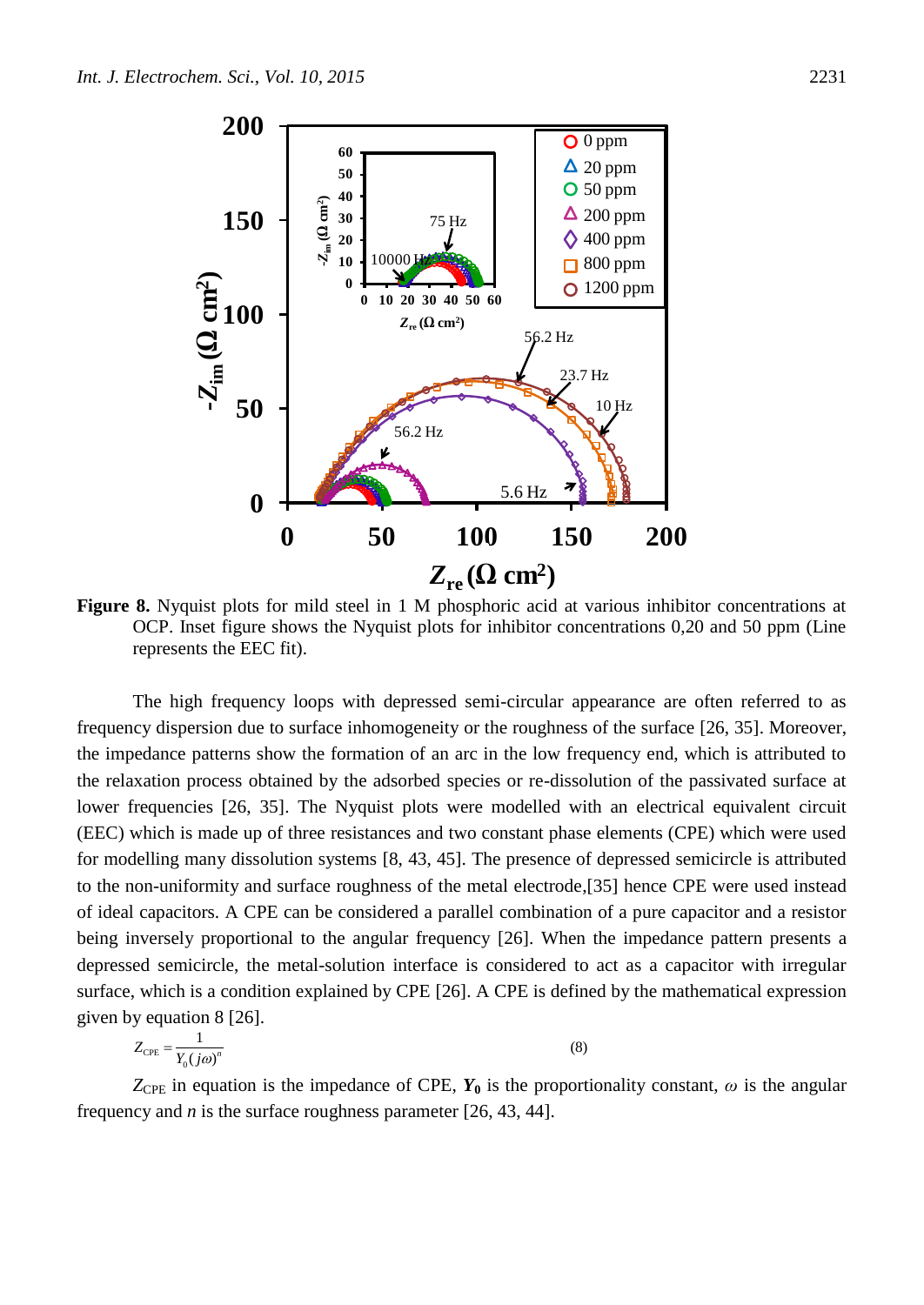**Figure 8.** Nyquist plots for mild steel in 1 M phosphoric acid at various inhibitor concentrations at OCP. Inset figure shows the Nyquist plots for inhibitor concentrations 0,20 and 50 ppm (Line represents the EEC fit).

The high frequency loops with depressed semi-circular appearance are often referred to as frequency dispersion due to surface inhomogeneity or the roughness of the surface [26, 35]. Moreover, the impedance patterns show the formation of an arc in the low frequency end, which is attributed to the relaxation process obtained by the adsorbed species or re-dissolution of the passivated surface at lower frequencies [26, 35]. The Nyquist plots were modelled with an electrical equivalent circuit (EEC) which is made up of three resistances and two constant phase elements (CPE) which were used for modelling many dissolution systems [8, 43, 45]. The presence of depressed semicircle is attributed to the non-uniformity and surface roughness of the metal electrode,[35] hence CPE were used instead of ideal capacitors. A CPE can be considered a parallel combination of a pure capacitor and a resistor being inversely proportional to the angular frequency [26]. When the impedance pattern presents a depressed semicircle, the metal-solution interface is considered to act as a capacitor with irregular surface, which is a condition explained by CPE [26]. A CPE is defined by the mathematical expression given by equation 8 [26].

$$Z_{CPE} = \frac{1}{Y_0(j\omega)^n} \tag{8}$$

$Z_{CPE}$ in equation is the impedance of CPE, $\boldsymbol{Y_0}$ is the proportionality constant, $\omega$ is the angular frequency and $n$ is the surface roughness parameter [26, 43, 44].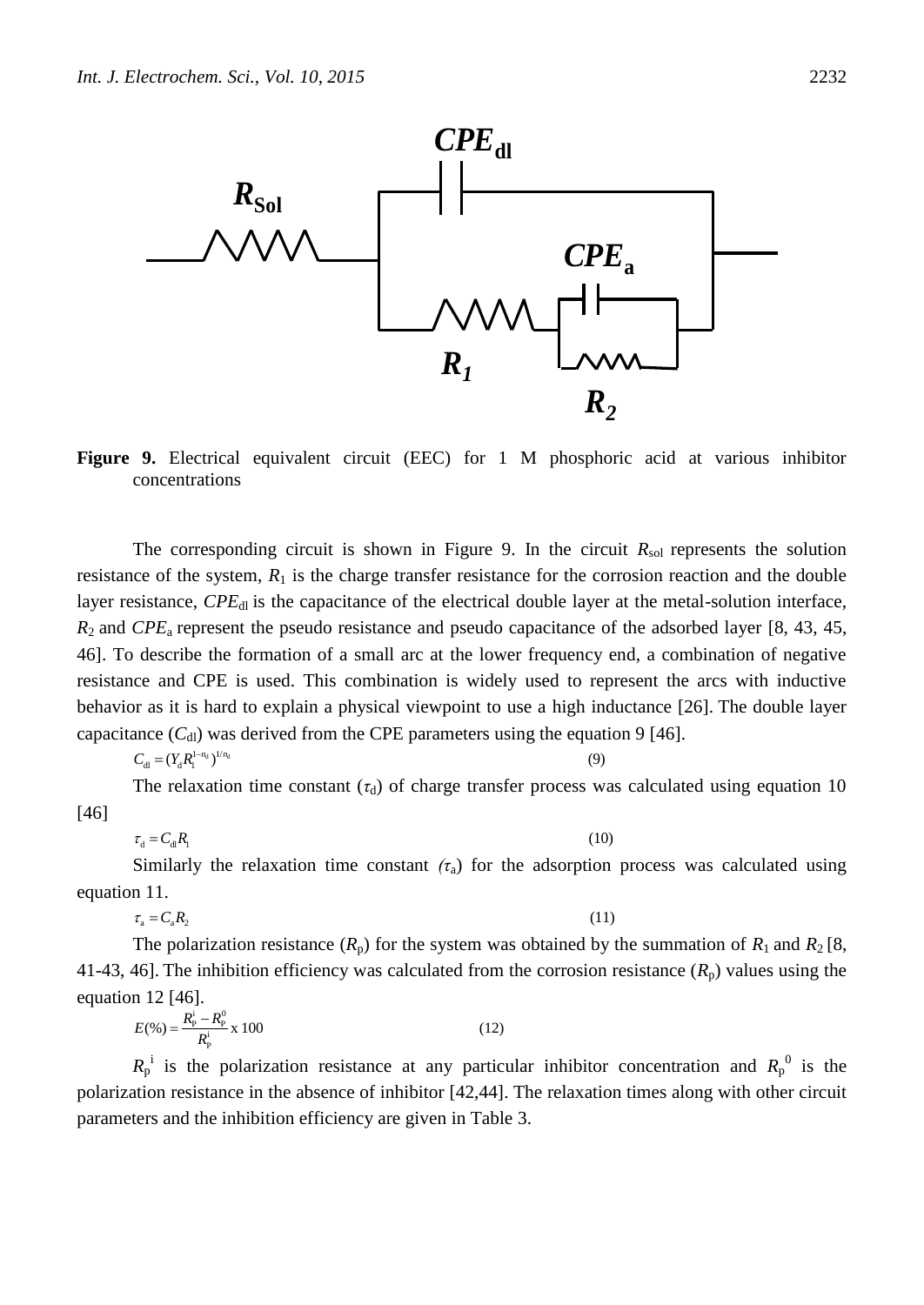**Figure 9.** Electrical equivalent circuit (EEC) for 1 M phosphoric acid at various inhibitor concentrations

The corresponding circuit is shown in Figure 9. In the circuit $R_{sol}$ represents the solution resistance of the system, $R_1$ is the charge transfer resistance for the corrosion reaction and the double layer resistance, $CPE_{dl}$ is the capacitance of the electrical double layer at the metal-solution interface, $R_2$ and $CPE_a$ represent the pseudo resistance and pseudo capacitance of the adsorbed layer [8, 43, 45, 46]. To describe the formation of a small arc at the lower frequency end, a combination of negative resistance and CPE is used. This combination is widely used to represent the arcs with inductive behavior as it is hard to explain a physical viewpoint to use a high inductance [26]. The double layer capacitance ($C_{dl}$) was derived from the CPE parameters using the equation 9 [46].

$$C_{dl} = (Y_d R_1^{1-n_d})^{1/n_d} \quad (9)$$

The relaxation time constant ($\tau_d$) of charge transfer process was calculated using equation 10 [46]

$$\tau_d = C_{dl} R_1 \quad (10)$$

Similarly the relaxation time constant ($\tau_a$) for the adsorption process was calculated using equation 11.

$$\tau_a = C_a R_2 \quad (11)$$

The polarization resistance ($R_p$) for the system was obtained by the summation of $R_1$ and $R_2$ [8, 41-43, 46]. The inhibition efficiency was calculated from the corrosion resistance ($R_p$) values using the equation 12 [46].

$$E(\%) = \frac{R_p^i - R_p^0}{R_p^i} \text{ x } 100 \quad (12)$$

$R_p^i$ is the polarization resistance at any particular inhibitor concentration and $R_p^0$ is the polarization resistance in the absence of inhibitor [42,44]. The relaxation times along with other circuit parameters and the inhibition efficiency are given in Table 3.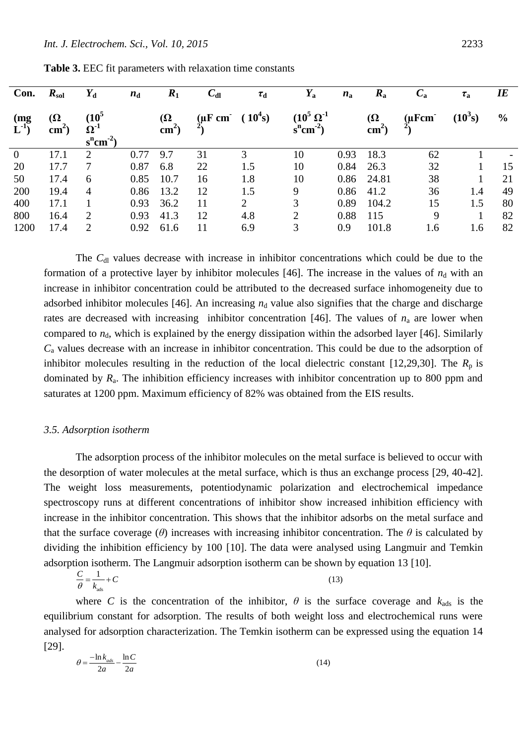**Table 3.** EEC fit parameters with relaxation time constants

| Con. (mg $L^{-1}$) | $R_{sol}$ ($\Omega$ $cm^2$) | $Y_d$ ($10^5$ $\Omega^{-1}$ $s^n cm^{-2}$) | $n_d$ | $R_1$ ($\Omega$ $cm^2$) | $C_{dl}$ ($\mu F$ $cm^{-2}$) | $\tau_d$ ($10^4$s) | $Y_a$ ($10^5$ $\Omega^{-1}$ $s^n cm^{-2}$) | $n_a$ | $R_a$ ($\Omega$ $cm^2$) | $C_a$ ($\mu F cm^{-2}$) | $\tau_a$ ($10^3$s) | *IE* % |
|---|---|---|---|---|---|---|---|---|---|---|---|---|
| 0 | 17.1 | 2 | 0.77 | 9.7 | 31 | 3 | 10 | 0.93 | 18.3 | 62 | 1 | - |
| 20 | 17.7 | 7 | 0.87 | 6.8 | 22 | 1.5 | 10 | 0.84 | 26.3 | 32 | 1 | 15 |
| 50 | 17.4 | 6 | 0.85 | 10.7 | 16 | 1.8 | 10 | 0.86 | 24.81 | 38 | 1 | 21 |
| 200 | 19.4 | 4 | 0.86 | 13.2 | 12 | 1.5 | 9 | 0.86 | 41.2 | 36 | 1.4 | 49 |
| 400 | 17.1 | 1 | 0.93 | 36.2 | 11 | 2 | 3 | 0.89 | 104.2 | 15 | 1.5 | 80 |
| 800 | 16.4 | 2 | 0.93 | 41.3 | 12 | 4.8 | 2 | 0.88 | 115 | 9 | 1 | 82 |
| 1200 | 17.4 | 2 | 0.92 | 61.6 | 11 | 6.9 | 3 | 0.9 | 101.8 | 1.6 | 1.6 | 82 |

The $C_{dl}$ values decrease with increase in inhibitor concentrations which could be due to the formation of a protective layer by inhibitor molecules [46]. The increase in the values of $n_d$ with an increase in inhibitor concentration could be attributed to the decreased surface inhomogeneity due to adsorbed inhibitor molecules [46]. An increasing $n_d$ value also signifies that the charge and discharge rates are decreased with increasing inhibitor concentration [46]. The values of $n_a$ are lower when compared to $n_d$, which is explained by the energy dissipation within the adsorbed layer [46]. Similarly $C_a$ values decrease with an increase in inhibitor concentration. This could be due to the adsorption of inhibitor molecules resulting in the reduction of the local dielectric constant [12,29,30]. The $R_p$ is dominated by $R_a$. The inhibition efficiency increases with inhibitor concentration up to 800 ppm and saturates at 1200 ppm. Maximum efficiency of 82% was obtained from the EIS results.

### *3.5. Adsorption isotherm*

The adsorption process of the inhibitor molecules on the metal surface is believed to occur with the desorption of water molecules at the metal surface, which is thus an exchange process [29, 40-42]. The weight loss measurements, potentiodynamic polarization and electrochemical impedance spectroscopy runs at different concentrations of inhibitor show increased inhibition efficiency with increase in the inhibitor concentration. This shows that the inhibitor adsorbs on the metal surface and that the surface coverage ($\theta$) increases with increasing inhibitor concentration. The $\theta$ is calculated by dividing the inhibition efficiency by 100 [10]. The data were analysed using Langmuir and Temkin adsorption isotherm. The Langmuir adsorption isotherm can be shown by equation 13 [10].

$$\frac{C}{\theta} = \frac{1}{k_{ads}} + C \qquad (13)$$

where $C$ is the concentration of the inhibitor, $\theta$ is the surface coverage and $k_{ads}$ is the equilibrium constant for adsorption. The results of both weight loss and electrochemical runs were analysed for adsorption characterization. The Temkin isotherm can be expressed using the equation 14 [29].

$$\theta = \frac{-\ln k_{ads}}{2a} - \frac{\ln C}{2a} \qquad (14)$$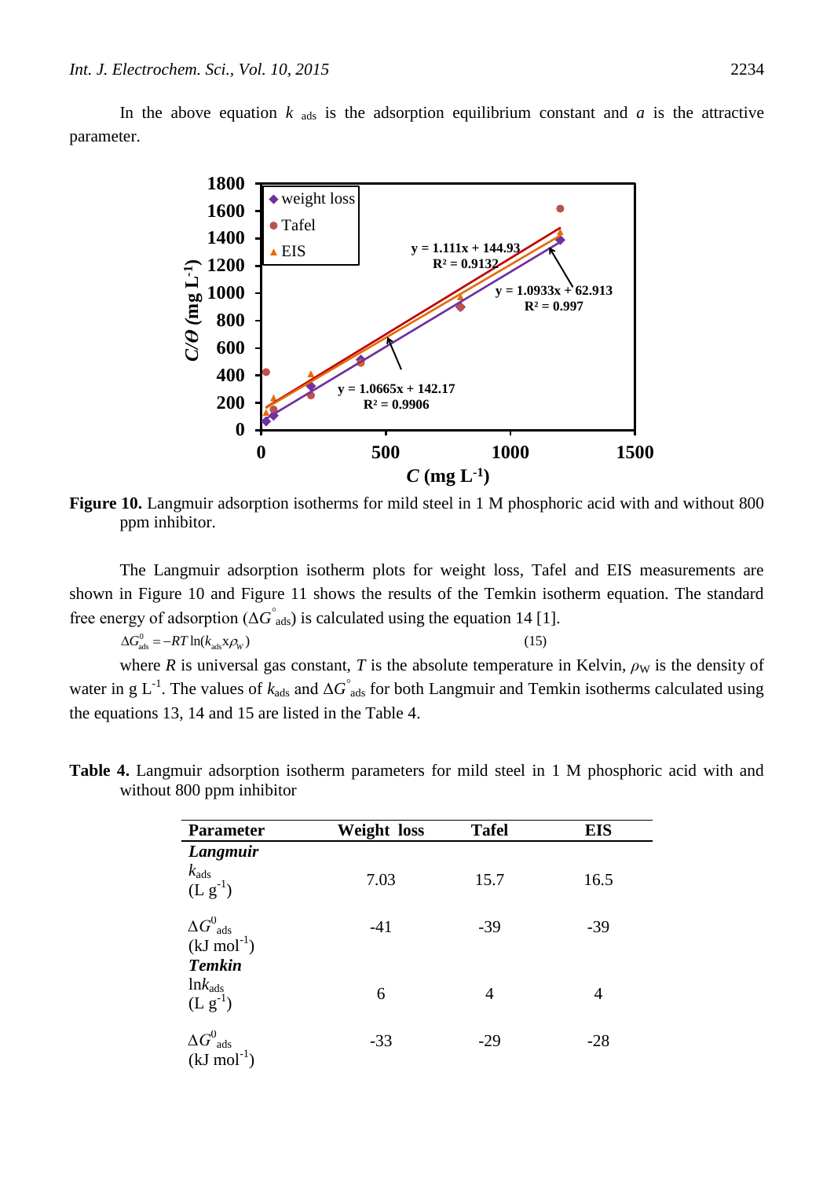In the above equation $k_{ads}$ is the adsorption equilibrium constant and $a$ is the attractive parameter.

**Figure 10.** Langmuir adsorption isotherms for mild steel in 1 M phosphoric acid with and without 800 ppm inhibitor.

The Langmuir adsorption isotherm plots for weight loss, Tafel and EIS measurements are shown in Figure 10 and Figure 11 shows the results of the Temkin isotherm equation. The standard free energy of adsorption ($\Delta G^{\circ}_{ads}$) is calculated using the equation 14 [1].

$$\Delta G^{0}_{ads} = -RT\ln(k_{ads} \times \rho_W) \quad (15)$$

where $R$ is universal gas constant, $T$ is the absolute temperature in Kelvin, $\rho_W$ is the density of water in g $L^{-1}$. The values of $k_{ads}$ and $\Delta G^{\circ}_{ads}$ for both Langmuir and Temkin isotherms calculated using the equations 13, 14 and 15 are listed in the Table 4.

**Table 4.** Langmuir adsorption isotherm parameters for mild steel in 1 M phosphoric acid with and without 800 ppm inhibitor

| Parameter | Weight loss | Tafel | EIS |
|---|---|---|---|
| ***Langmuir*** | | | |
| $k_{ads}$ (L $g^{-1}$) | 7.03 | 15.7 | 16.5 |
| $\Delta G^{0}_{ads}$ (kJ $mol^{-1}$) | -41 | -39 | -39 |
| ***Temkin*** | | | |
| $\ln k_{ads}$ (L $g^{-1}$) | 6 | 4 | 4 |
| $\Delta G^{0}_{ads}$ (kJ $mol^{-1}$) | -33 | -29 | -28 |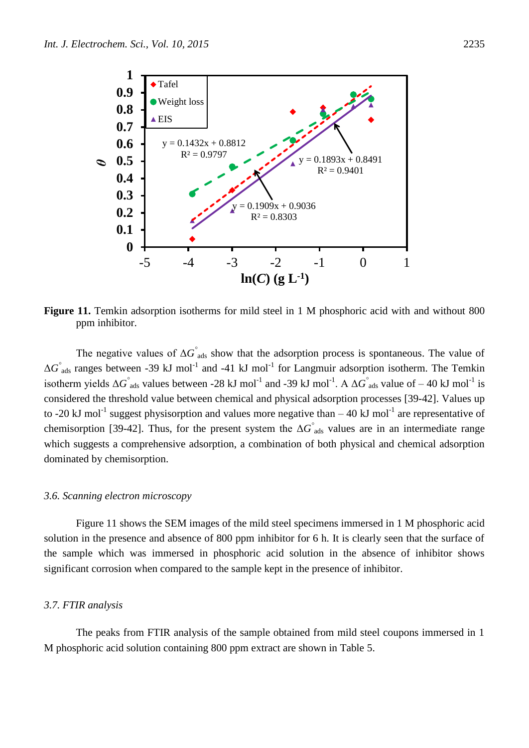**Figure 11.** Temkin adsorption isotherms for mild steel in 1 M phosphoric acid with and without 800 ppm inhibitor.

The negative values of $\Delta G^{\circ}_{ads}$ show that the adsorption process is spontaneous. The value of $\Delta G^{\circ}_{ads}$ ranges between -39 kJ mol$^{-1}$ and -41 kJ mol$^{-1}$ for Langmuir adsorption isotherm. The Temkin isotherm yields $\Delta G^{\circ}_{ads}$ values between -28 kJ mol$^{-1}$ and -39 kJ mol$^{-1}$. A $\Delta G^{\circ}_{ads}$ value of – 40 kJ mol$^{-1}$ is considered the threshold value between chemical and physical adsorption processes [39-42]. Values up to -20 kJ mol$^{-1}$ suggest physisorption and values more negative than – 40 kJ mol$^{-1}$ are representative of chemisorption [39-42]. Thus, for the present system the $\Delta G^{\circ}_{ads}$ values are in an intermediate range which suggests a comprehensive adsorption, a combination of both physical and chemical adsorption dominated by chemisorption.

### *3.6. Scanning electron microscopy*

Figure 11 shows the SEM images of the mild steel specimens immersed in 1 M phosphoric acid solution in the presence and absence of 800 ppm inhibitor for 6 h. It is clearly seen that the surface of the sample which was immersed in phosphoric acid solution in the absence of inhibitor shows significant corrosion when compared to the sample kept in the presence of inhibitor.

### *3.7. FTIR analysis*

The peaks from FTIR analysis of the sample obtained from mild steel coupons immersed in 1 M phosphoric acid solution containing 800 ppm extract are shown in Table 5.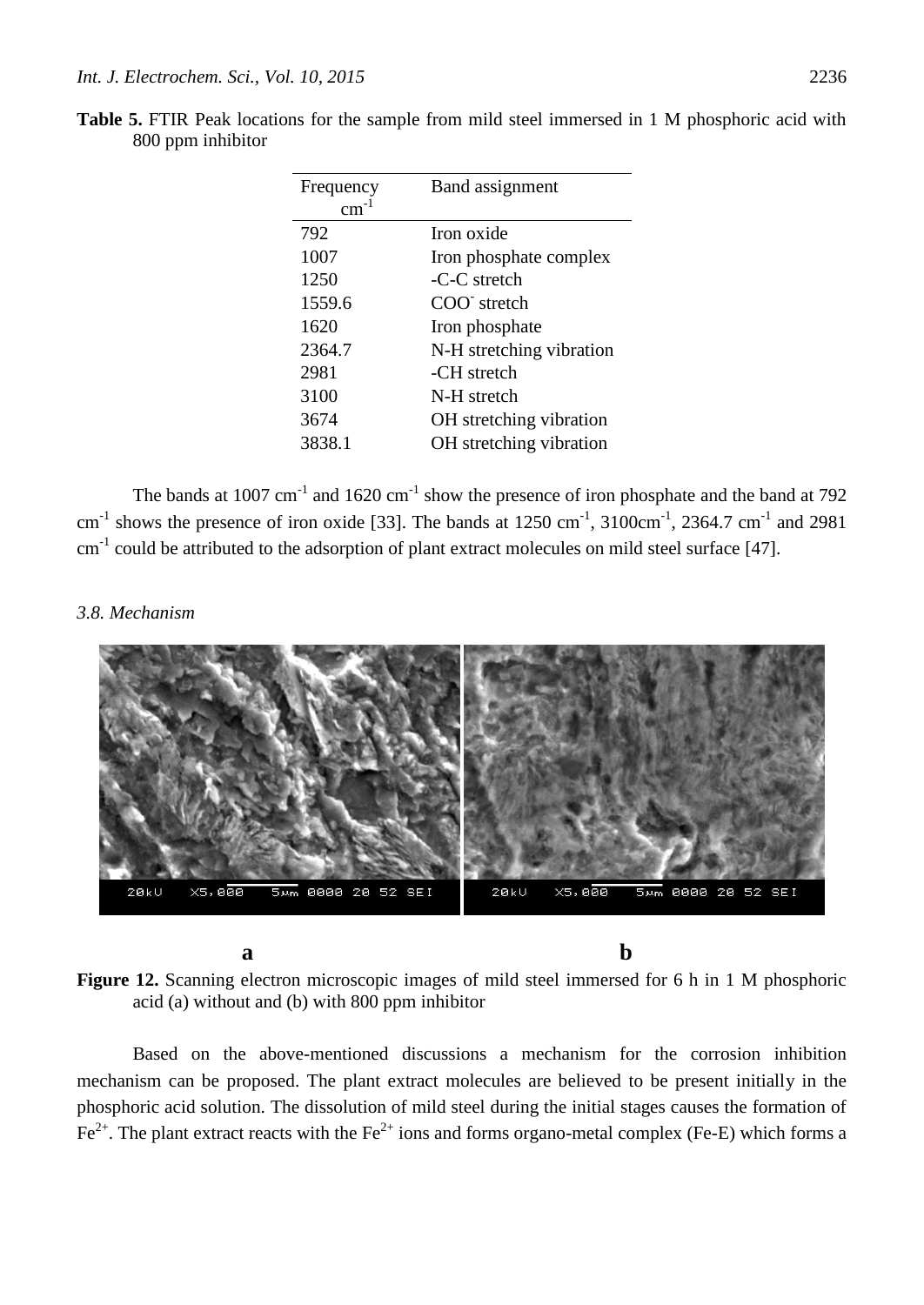**Table 5.** FTIR Peak locations for the sample from mild steel immersed in 1 M phosphoric acid with 800 ppm inhibitor

| Frequency $cm^{-1}$ | Band assignment |
|---|---|
| 792 | Iron oxide |
| 1007 | Iron phosphate complex |
| 1250 | -C-C stretch |
| 1559.6 | $COO^-$ stretch |
| 1620 | Iron phosphate |
| 2364.7 | N-H stretching vibration |
| 2981 | -CH stretch |
| 3100 | N-H stretch |
| 3674 | OH stretching vibration |
| 3838.1 | OH stretching vibration |

The bands at 1007 $cm^{-1}$ and 1620 $cm^{-1}$ show the presence of iron phosphate and the band at 792 $cm^{-1}$ shows the presence of iron oxide [33]. The bands at 1250 $cm^{-1}$, 3100$cm^{-1}$, 2364.7 $cm^{-1}$ and 2981 $cm^{-1}$ could be attributed to the adsorption of plant extract molecules on mild steel surface [47].

### *3.8. Mechanism*

**Figure 12.** Scanning electron microscopic images of mild steel immersed for 6 h in 1 M phosphoric acid (a) without and (b) with 800 ppm inhibitor

Based on the above-mentioned discussions a mechanism for the corrosion inhibition mechanism can be proposed. The plant extract molecules are believed to be present initially in the phosphoric acid solution. The dissolution of mild steel during the initial stages causes the formation of $Fe^{2+}$. The plant extract reacts with the $Fe^{2+}$ ions and forms organo-metal complex (Fe-E) which forms a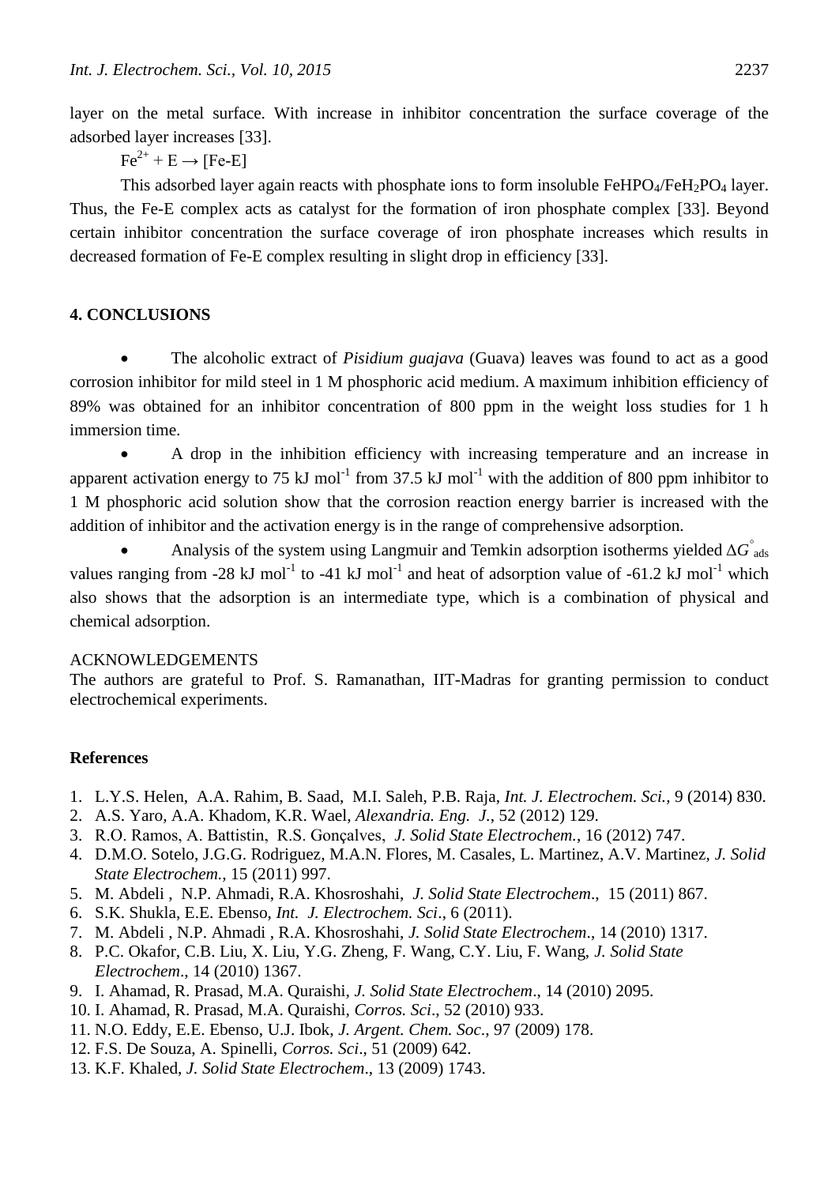layer on the metal surface. With increase in inhibitor concentration the surface coverage of the adsorbed layer increases [33].

$Fe^{2+} + E \rightarrow [Fe\text{-}E]$

This adsorbed layer again reacts with phosphate ions to form insoluble $FeHPO_4/FeH_2PO_4$ layer. Thus, the Fe-E complex acts as catalyst for the formation of iron phosphate complex [33]. Beyond certain inhibitor concentration the surface coverage of iron phosphate increases which results in decreased formation of Fe-E complex resulting in slight drop in efficiency [33].

## 4. CONCLUSIONS

- The alcoholic extract of *Pisidium guajava* (Guava) leaves was found to act as a good corrosion inhibitor for mild steel in 1 M phosphoric acid medium. A maximum inhibition efficiency of 89% was obtained for an inhibitor concentration of 800 ppm in the weight loss studies for 1 h immersion time.
- A drop in the inhibition efficiency with increasing temperature and an increase in apparent activation energy to 75 kJ $mol^{-1}$ from 37.5 kJ $mol^{-1}$ with the addition of 800 ppm inhibitor to 1 M phosphoric acid solution show that the corrosion reaction energy barrier is increased with the addition of inhibitor and the activation energy is in the range of comprehensive adsorption.
- Analysis of the system using Langmuir and Temkin adsorption isotherms yielded $\Delta G^{\circ}_{ads}$ values ranging from -28 kJ $mol^{-1}$ to -41 kJ $mol^{-1}$ and heat of adsorption value of -61.2 kJ $mol^{-1}$ which also shows that the adsorption is an intermediate type, which is a combination of physical and chemical adsorption.

ACKNOWLEDGEMENTS

The authors are grateful to Prof. S. Ramanathan, IIT-Madras for granting permission to conduct electrochemical experiments.

### References

1. L.Y.S. Helen, A.A. Rahim, B. Saad, M.I. Saleh, P.B. Raja, *Int. J. Electrochem. Sci.*, 9 (2014) 830.
2. A.S. Yaro, A.A. Khadom, K.R. Wael, *Alexandria. Eng. J.*, 52 (2012) 129.
3. R.O. Ramos, A. Battistin, R.S. Gonçalves, *J. Solid State Electrochem.*, 16 (2012) 747.
4. D.M.O. Sotelo, J.G.G. Rodriguez, M.A.N. Flores, M. Casales, L. Martinez, A.V. Martinez, *J. Solid State Electrochem.*, 15 (2011) 997.
5. M. Abdeli , N.P. Ahmadi, R.A. Khosroshahi, *J. Solid State Electrochem*., 15 (2011) 867.
6. S.K. Shukla, E.E. Ebenso, *Int. J. Electrochem. Sci*., 6 (2011).
7. M. Abdeli , N.P. Ahmadi , R.A. Khosroshahi, *J. Solid State Electrochem*., 14 (2010) 1317.
8. P.C. Okafor, C.B. Liu, X. Liu, Y.G. Zheng, F. Wang, C.Y. Liu, F. Wang, *J. Solid State Electrochem*., 14 (2010) 1367.
9. I. Ahamad, R. Prasad, M.A. Quraishi, *J. Solid State Electrochem*., 14 (2010) 2095.
10. I. Ahamad, R. Prasad, M.A. Quraishi, *Corros. Sci*., 52 (2010) 933.
11. N.O. Eddy, E.E. Ebenso, U.J. Ibok, *J. Argent. Chem. Soc*., 97 (2009) 178.
12. F.S. De Souza, A. Spinelli, *Corros. Sci*., 51 (2009) 642.
13. K.F. Khaled, *J. Solid State Electrochem*., 13 (2009) 1743.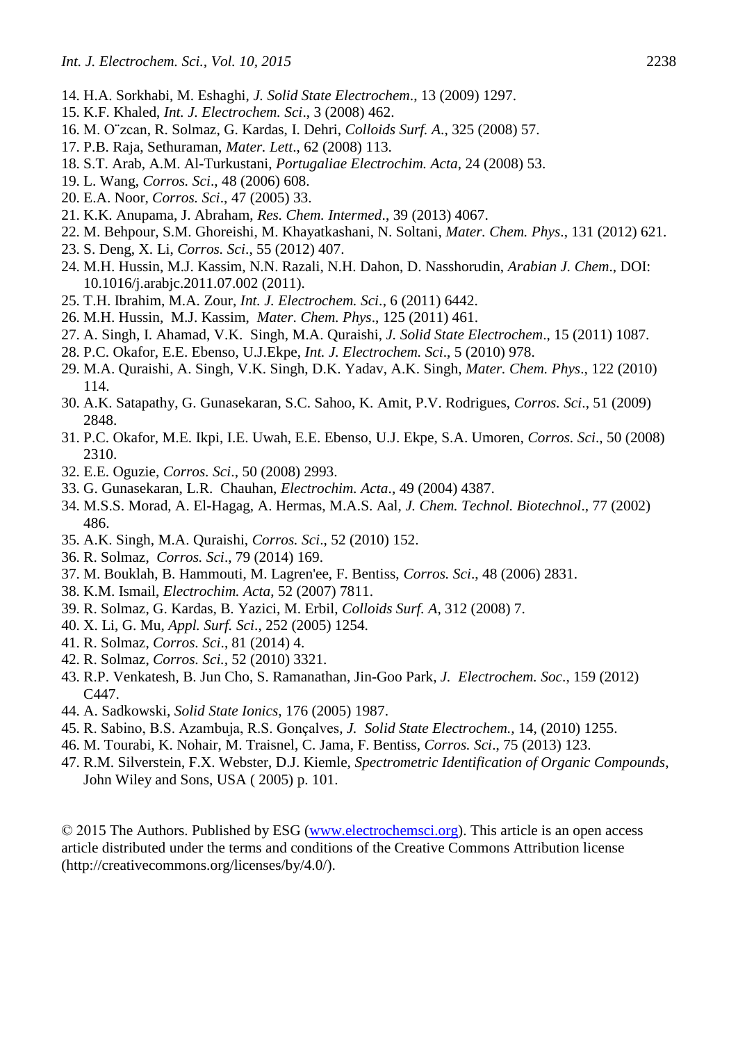14. H.A. Sorkhabi, M. Eshaghi, *J. Solid State Electrochem*., 13 (2009) 1297.
15. K.F. Khaled, *Int. J. Electrochem. Sci*., 3 (2008) 462.
16. M. O¨zcan, R. Solmaz, G. Kardas, I. Dehri, *Colloids Surf. A*., 325 (2008) 57.
17. P.B. Raja, Sethuraman, *Mater. Lett*., 62 (2008) 113.
18. S.T. Arab, A.M. Al-Turkustani, *Portugaliae Electrochim. Acta*, 24 (2008) 53.
19. L. Wang, *Corros. Sci*., 48 (2006) 608.
20. E.A. Noor, *Corros. Sci*., 47 (2005) 33.
21. K.K. Anupama, J. Abraham, *Res. Chem. Intermed*., 39 (2013) 4067.
22. M. Behpour, S.M. Ghoreishi, M. Khayatkashani, N. Soltani, *Mater. Chem. Phys*., 131 (2012) 621.
23. S. Deng, X. Li, *Corros. Sci*., 55 (2012) 407.
24. M.H. Hussin, M.J. Kassim, N.N. Razali, N.H. Dahon, D. Nasshorudin, *Arabian J. Chem*., DOI: 10.1016/j.arabjc.2011.07.002 (2011).
25. T.H. Ibrahim, M.A. Zour, *Int. J. Electrochem. Sci*., 6 (2011) 6442.
26. M.H. Hussin, M.J. Kassim, *Mater. Chem. Phys*., 125 (2011) 461.
27. A. Singh, I. Ahamad, V.K. Singh, M.A. Quraishi, *J. Solid State Electrochem*., 15 (2011) 1087.
28. P.C. Okafor, E.E. Ebenso, U.J.Ekpe, *Int. J. Electrochem. Sci*., 5 (2010) 978.
29. M.A. Quraishi, A. Singh, V.K. Singh, D.K. Yadav, A.K. Singh, *Mater. Chem. Phys*., 122 (2010) 114.
30. A.K. Satapathy, G. Gunasekaran, S.C. Sahoo, K. Amit, P.V. Rodrigues, *Corros. Sci*., 51 (2009) 2848.
31. P.C. Okafor, M.E. Ikpi, I.E. Uwah, E.E. Ebenso, U.J. Ekpe, S.A. Umoren, *Corros. Sci*., 50 (2008) 2310.
32. E.E. Oguzie, *Corros. Sci*., 50 (2008) 2993.
33. G. Gunasekaran, L.R. Chauhan, *Electrochim. Acta*., 49 (2004) 4387.
34. M.S.S. Morad, A. El-Hagag, A. Hermas, M.A.S. Aal, *J. Chem. Technol. Biotechnol*., 77 (2002) 486.
35. A.K. Singh, M.A. Quraishi, *Corros. Sci*., 52 (2010) 152.
36. R. Solmaz, *Corros. Sci*., 79 (2014) 169.
37. M. Bouklah, B. Hammouti, M. Lagren'ee, F. Bentiss, *Corros. Sci*., 48 (2006) 2831.
38. K.M. Ismail, *Electrochim. Acta*, 52 (2007) 7811.
39. R. Solmaz, G. Kardas, B. Yazici, M. Erbil, *Colloids Surf. A*, 312 (2008) 7.
40. X. Li, G. Mu, *Appl. Surf. Sci*., 252 (2005) 1254.
41. R. Solmaz, *Corros. Sci*., 81 (2014) 4.
42. R. Solmaz, *Corros. Sci.*, 52 (2010) 3321.
43. R.P. Venkatesh, B. Jun Cho, S. Ramanathan, Jin-Goo Park, *J. Electrochem. Soc*., 159 (2012) C447.
44. A. Sadkowski, *Solid State Ionics*, 176 (2005) 1987.
45. R. Sabino, B.S. Azambuja, R.S. Gonçalves, *J. Solid State Electrochem.*, 14, (2010) 1255.
46. M. Tourabi, K. Nohair, M. Traisnel, C. Jama, F. Bentiss, *Corros. Sci*., 75 (2013) 123.
47. R.M. Silverstein, F.X. Webster, D.J. Kiemle, *Spectrometric Identification of Organic Compounds*, John Wiley and Sons, USA ( 2005) p. 101.

© 2015 The Authors. Published by ESG (www.electrochemsci.org). This article is an open access article distributed under the terms and conditions of the Creative Commons Attribution license (http://creativecommons.org/licenses/by/4.0/).